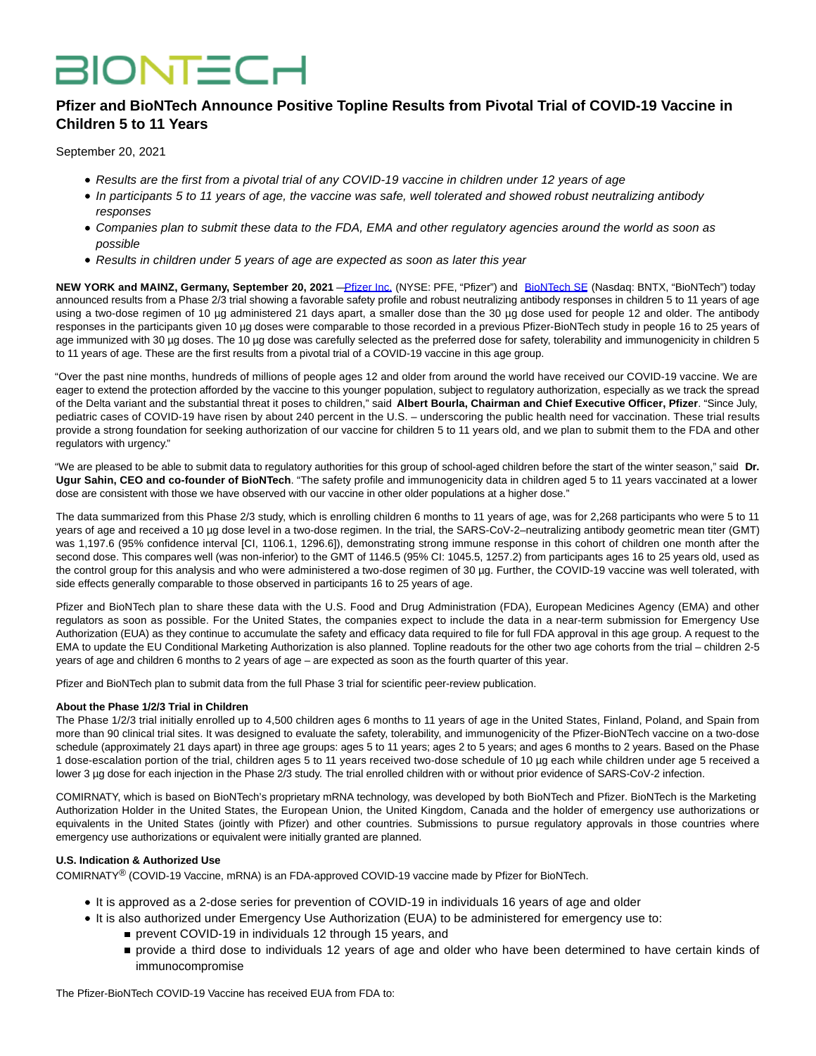BIONTECH

# Pfizer and BioNTech Announce Positive Topline Results from Pivotal Trial of COVID-19 Vaccine in Children 5 to 11 Years

September 20, 2021

- *Results are the first from a pivotal trial of any COVID-19 vaccine in children under 12 years of age*
- *In participants 5 to 11 years of age, the vaccine was safe, well tolerated and showed robust neutralizing antibody responses*
- *Companies plan to submit these data to the FDA, EMA and other regulatory agencies around the world as soon as possible*
- *Results in children under 5 years of age are expected as soon as later this year*

**NEW YORK and MAINZ, Germany, September 20, 2021** – Pfizer Inc. (NYSE: PFE, "Pfizer") and BioNTech SE (Nasdaq: BNTX, "BioNTech") today announced results from a Phase 2/3 trial showing a favorable safety profile and robust neutralizing antibody responses in children 5 to 11 years of age using a two-dose regimen of 10 µg administered 21 days apart, a smaller dose than the 30 µg dose used for people 12 and older. The antibody responses in the participants given 10 µg doses were comparable to those recorded in a previous Pfizer-BioNTech study in people 16 to 25 years of age immunized with 30 µg doses. The 10 µg dose was carefully selected as the preferred dose for safety, tolerability and immunogenicity in children 5 to 11 years of age. These are the first results from a pivotal trial of a COVID-19 vaccine in this age group.

"Over the past nine months, hundreds of millions of people ages 12 and older from around the world have received our COVID-19 vaccine. We are eager to extend the protection afforded by the vaccine to this younger population, subject to regulatory authorization, especially as we track the spread of the Delta variant and the substantial threat it poses to children," said **Albert Bourla, Chairman and Chief Executive Officer, Pfizer**. "Since July, pediatric cases of COVID-19 have risen by about 240 percent in the U.S. – underscoring the public health need for vaccination. These trial results provide a strong foundation for seeking authorization of our vaccine for children 5 to 11 years old, and we plan to submit them to the FDA and other regulators with urgency."

"We are pleased to be able to submit data to regulatory authorities for this group of school-aged children before the start of the winter season," said **Dr. Ugur Sahin, CEO and co-founder of BioNTech**. "The safety profile and immunogenicity data in children aged 5 to 11 years vaccinated at a lower dose are consistent with those we have observed with our vaccine in other older populations at a higher dose."

The data summarized from this Phase 2/3 study, which is enrolling children 6 months to 11 years of age, was for 2,268 participants who were 5 to 11 years of age and received a 10 µg dose level in a two-dose regimen. In the trial, the SARS-CoV-2–neutralizing antibody geometric mean titer (GMT) was 1,197.6 (95% confidence interval [CI, 1106.1, 1296.6]), demonstrating strong immune response in this cohort of children one month after the second dose. This compares well (was non-inferior) to the GMT of 1146.5 (95% CI: 1045.5, 1257.2) from participants ages 16 to 25 years old, used as the control group for this analysis and who were administered a two-dose regimen of 30 µg. Further, the COVID-19 vaccine was well tolerated, with side effects generally comparable to those observed in participants 16 to 25 years of age.

Pfizer and BioNTech plan to share these data with the U.S. Food and Drug Administration (FDA), European Medicines Agency (EMA) and other regulators as soon as possible. For the United States, the companies expect to include the data in a near-term submission for Emergency Use Authorization (EUA) as they continue to accumulate the safety and efficacy data required to file for full FDA approval in this age group. A request to the EMA to update the EU Conditional Marketing Authorization is also planned. Topline readouts for the other two age cohorts from the trial – children 2-5 years of age and children 6 months to 2 years of age – are expected as soon as the fourth quarter of this year.

Pfizer and BioNTech plan to submit data from the full Phase 3 trial for scientific peer-review publication.

**About the Phase 1/2/3 Trial in Children**

The Phase 1/2/3 trial initially enrolled up to 4,500 children ages 6 months to 11 years of age in the United States, Finland, Poland, and Spain from more than 90 clinical trial sites. It was designed to evaluate the safety, tolerability, and immunogenicity of the Pfizer-BioNTech vaccine on a two-dose schedule (approximately 21 days apart) in three age groups: ages 5 to 11 years; ages 2 to 5 years; and ages 6 months to 2 years. Based on the Phase 1 dose-escalation portion of the trial, children ages 5 to 11 years received two-dose schedule of 10 µg each while children under age 5 received a lower 3 µg dose for each injection in the Phase 2/3 study. The trial enrolled children with or without prior evidence of SARS-CoV-2 infection.

COMIRNATY, which is based on BioNTech's proprietary mRNA technology, was developed by both BioNTech and Pfizer. BioNTech is the Marketing Authorization Holder in the United States, the European Union, the United Kingdom, Canada and the holder of emergency use authorizations or equivalents in the United States (jointly with Pfizer) and other countries. Submissions to pursue regulatory approvals in those countries where emergency use authorizations or equivalent were initially granted are planned.

**U.S. Indication & Authorized Use**

COMIRNATY® (COVID-19 Vaccine, mRNA) is an FDA-approved COVID-19 vaccine made by Pfizer for BioNTech.

- It is approved as a 2-dose series for prevention of COVID-19 in individuals 16 years of age and older
- It is also authorized under Emergency Use Authorization (EUA) to be administered for emergency use to:
  - prevent COVID-19 in individuals 12 through 15 years, and
  - provide a third dose to individuals 12 years of age and older who have been determined to have certain kinds of immunocompromise

The Pfizer-BioNTech COVID-19 Vaccine has received EUA from FDA to: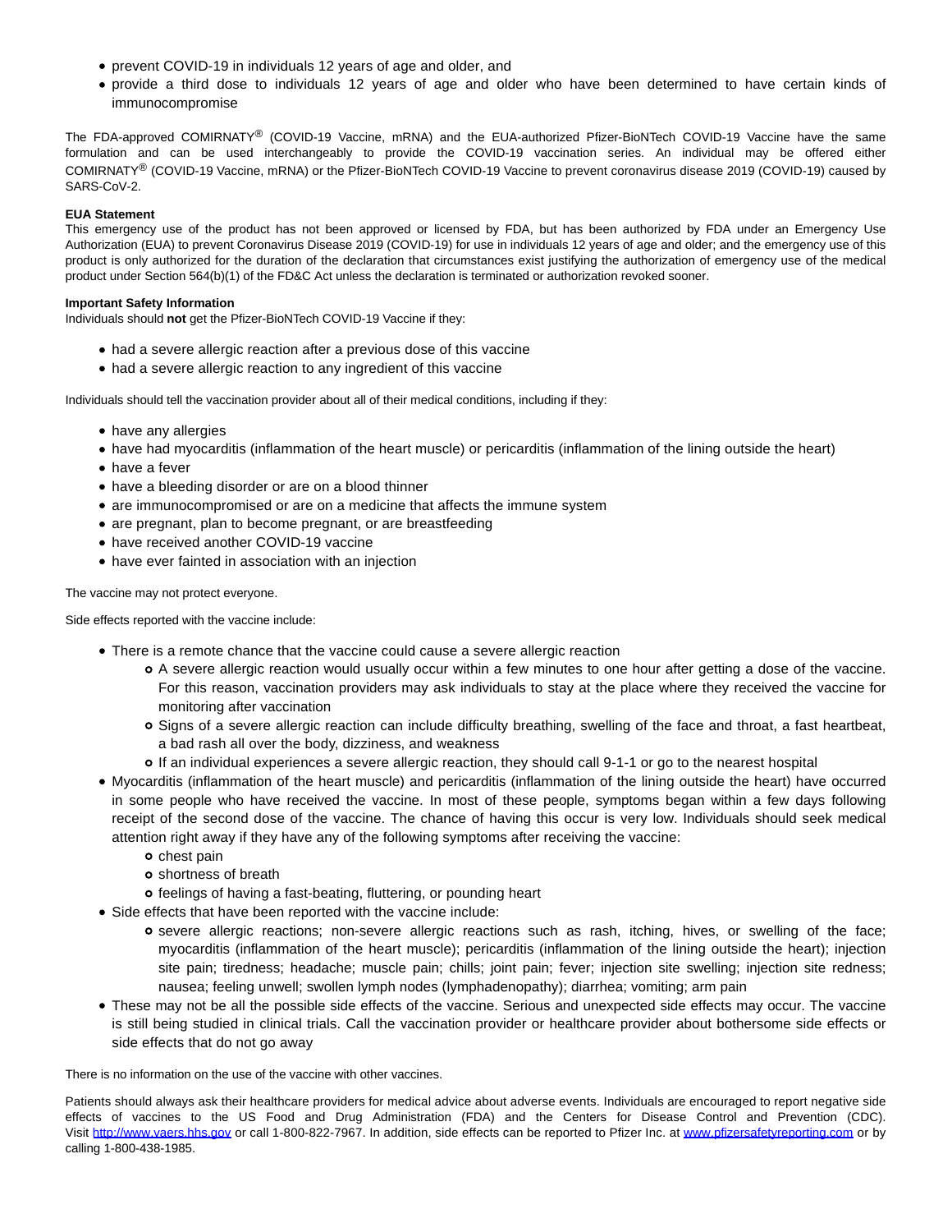- prevent COVID-19 in individuals 12 years of age and older, and
- provide a third dose to individuals 12 years of age and older who have been determined to have certain kinds of immunocompromise

The FDA-approved COMIRNATY® (COVID-19 Vaccine, mRNA) and the EUA-authorized Pfizer-BioNTech COVID-19 Vaccine have the same formulation and can be used interchangeably to provide the COVID-19 vaccination series. An individual may be offered either COMIRNATY® (COVID-19 Vaccine, mRNA) or the Pfizer-BioNTech COVID-19 Vaccine to prevent coronavirus disease 2019 (COVID-19) caused by SARS-CoV-2.

**EUA Statement**
This emergency use of the product has not been approved or licensed by FDA, but has been authorized by FDA under an Emergency Use Authorization (EUA) to prevent Coronavirus Disease 2019 (COVID-19) for use in individuals 12 years of age and older; and the emergency use of this product is only authorized for the duration of the declaration that circumstances exist justifying the authorization of emergency use of the medical product under Section 564(b)(1) of the FD&C Act unless the declaration is terminated or authorization revoked sooner.

**Important Safety Information**
Individuals should **not** get the Pfizer-BioNTech COVID-19 Vaccine if they:

- had a severe allergic reaction after a previous dose of this vaccine
- had a severe allergic reaction to any ingredient of this vaccine

Individuals should tell the vaccination provider about all of their medical conditions, including if they:

- have any allergies
- have had myocarditis (inflammation of the heart muscle) or pericarditis (inflammation of the lining outside the heart)
- have a fever
- have a bleeding disorder or are on a blood thinner
- are immunocompromised or are on a medicine that affects the immune system
- are pregnant, plan to become pregnant, or are breastfeeding
- have received another COVID-19 vaccine
- have ever fainted in association with an injection

The vaccine may not protect everyone.

Side effects reported with the vaccine include:

- There is a remote chance that the vaccine could cause a severe allergic reaction
  - A severe allergic reaction would usually occur within a few minutes to one hour after getting a dose of the vaccine. For this reason, vaccination providers may ask individuals to stay at the place where they received the vaccine for monitoring after vaccination
  - Signs of a severe allergic reaction can include difficulty breathing, swelling of the face and throat, a fast heartbeat, a bad rash all over the body, dizziness, and weakness
  - If an individual experiences a severe allergic reaction, they should call 9-1-1 or go to the nearest hospital
- Myocarditis (inflammation of the heart muscle) and pericarditis (inflammation of the lining outside the heart) have occurred in some people who have received the vaccine. In most of these people, symptoms began within a few days following receipt of the second dose of the vaccine. The chance of having this occur is very low. Individuals should seek medical attention right away if they have any of the following symptoms after receiving the vaccine:
  - chest pain
  - shortness of breath
  - feelings of having a fast-beating, fluttering, or pounding heart
- Side effects that have been reported with the vaccine include:
  - severe allergic reactions; non-severe allergic reactions such as rash, itching, hives, or swelling of the face; myocarditis (inflammation of the heart muscle); pericarditis (inflammation of the lining outside the heart); injection site pain; tiredness; headache; muscle pain; chills; joint pain; fever; injection site swelling; injection site redness; nausea; feeling unwell; swollen lymph nodes (lymphadenopathy); diarrhea; vomiting; arm pain
- These may not be all the possible side effects of the vaccine. Serious and unexpected side effects may occur. The vaccine is still being studied in clinical trials. Call the vaccination provider or healthcare provider about bothersome side effects or side effects that do not go away

There is no information on the use of the vaccine with other vaccines.

Patients should always ask their healthcare providers for medical advice about adverse events. Individuals are encouraged to report negative side effects of vaccines to the US Food and Drug Administration (FDA) and the Centers for Disease Control and Prevention (CDC). Visit [http://www.vaers.hhs.gov](http://www.vaers.hhs.gov) or call 1-800-822-7967. In addition, side effects can be reported to Pfizer Inc. at [www.pfizersafetyreporting.com](http://www.pfizersafetyreporting.com) or by calling 1-800-438-1985.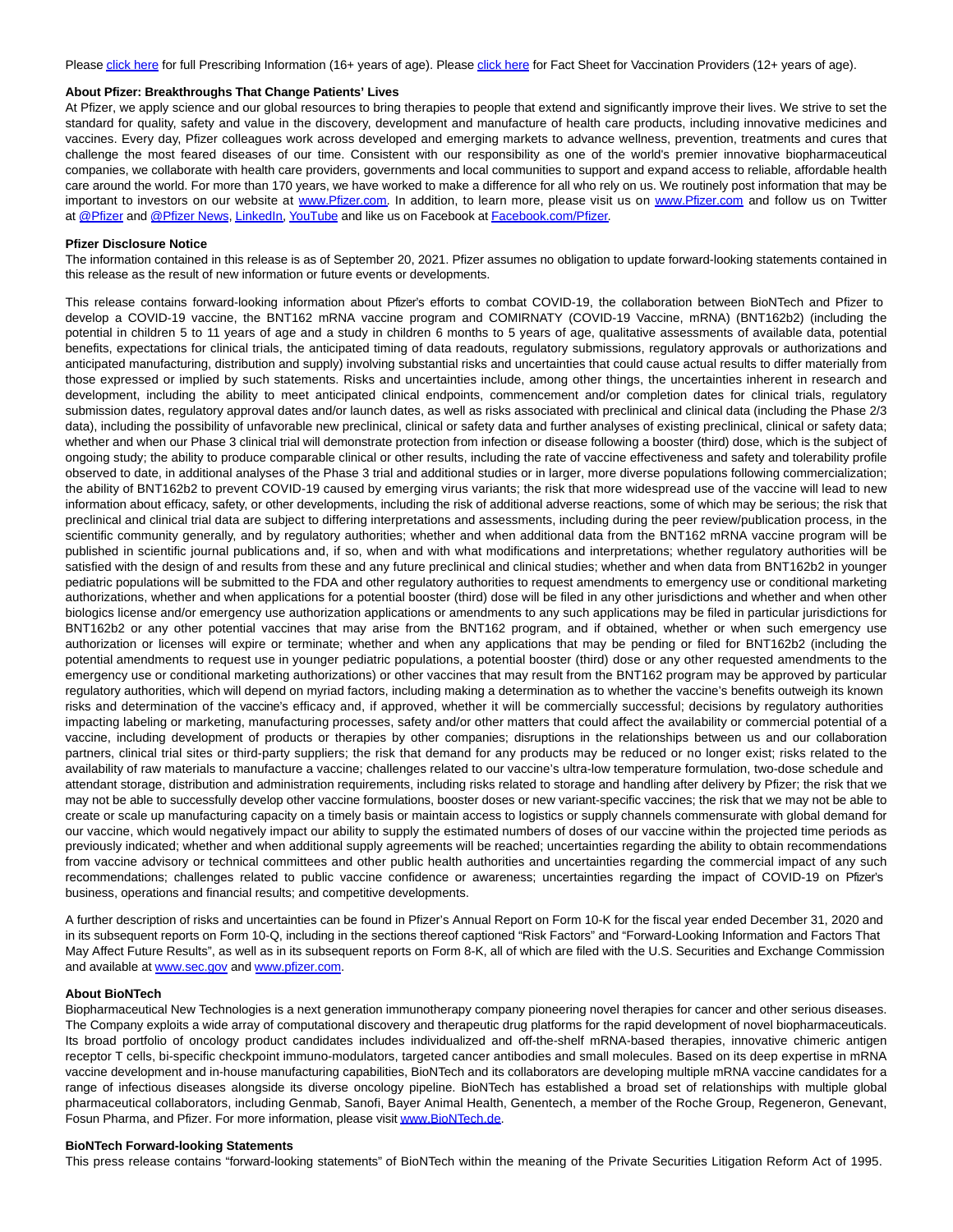Please click here for full Prescribing Information (16+ years of age). Please click here for Fact Sheet for Vaccination Providers (12+ years of age).

**About Pfizer: Breakthroughs That Change Patients' Lives**

At Pfizer, we apply science and our global resources to bring therapies to people that extend and significantly improve their lives. We strive to set the standard for quality, safety and value in the discovery, development and manufacture of health care products, including innovative medicines and vaccines. Every day, Pfizer colleagues work across developed and emerging markets to advance wellness, prevention, treatments and cures that challenge the most feared diseases of our time. Consistent with our responsibility as one of the world's premier innovative biopharmaceutical companies, we collaborate with health care providers, governments and local communities to support and expand access to reliable, affordable health care around the world. For more than 170 years, we have worked to make a difference for all who rely on us. We routinely post information that may be important to investors on our website at www.Pfizer.com. In addition, to learn more, please visit us on www.Pfizer.com and follow us on Twitter at @Pfizer and @Pfizer News, LinkedIn, YouTube and like us on Facebook at Facebook.com/Pfizer.

**Pfizer Disclosure Notice**

The information contained in this release is as of September 20, 2021. Pfizer assumes no obligation to update forward-looking statements contained in this release as the result of new information or future events or developments.

This release contains forward-looking information about Pfizer's efforts to combat COVID-19, the collaboration between BioNTech and Pfizer to develop a COVID-19 vaccine, the BNT162 mRNA vaccine program and COMIRNATY (COVID-19 Vaccine, mRNA) (BNT162b2) (including the potential in children 5 to 11 years of age and a study in children 6 months to 5 years of age, qualitative assessments of available data, potential benefits, expectations for clinical trials, the anticipated timing of data readouts, regulatory submissions, regulatory approvals or authorizations and anticipated manufacturing, distribution and supply) involving substantial risks and uncertainties that could cause actual results to differ materially from those expressed or implied by such statements. Risks and uncertainties include, among other things, the uncertainties inherent in research and development, including the ability to meet anticipated clinical endpoints, commencement and/or completion dates for clinical trials, regulatory submission dates, regulatory approval dates and/or launch dates, as well as risks associated with preclinical and clinical data (including the Phase 2/3 data), including the possibility of unfavorable new preclinical, clinical or safety data and further analyses of existing preclinical, clinical or safety data; whether and when our Phase 3 clinical trial will demonstrate protection from infection or disease following a booster (third) dose, which is the subject of ongoing study; the ability to produce comparable clinical or other results, including the rate of vaccine effectiveness and safety and tolerability profile observed to date, in additional analyses of the Phase 3 trial and additional studies or in larger, more diverse populations following commercialization; the ability of BNT162b2 to prevent COVID-19 caused by emerging virus variants; the risk that more widespread use of the vaccine will lead to new information about efficacy, safety, or other developments, including the risk of additional adverse reactions, some of which may be serious; the risk that preclinical and clinical trial data are subject to differing interpretations and assessments, including during the peer review/publication process, in the scientific community generally, and by regulatory authorities; whether and when additional data from the BNT162 mRNA vaccine program will be published in scientific journal publications and, if so, when and with what modifications and interpretations; whether regulatory authorities will be satisfied with the design of and results from these and any future preclinical and clinical studies; whether and when data from BNT162b2 in younger pediatric populations will be submitted to the FDA and other regulatory authorities to request amendments to emergency use or conditional marketing authorizations, whether and when applications for a potential booster (third) dose will be filed in any other jurisdictions and whether and when other biologics license and/or emergency use authorization applications or amendments to any such applications may be filed in particular jurisdictions for BNT162b2 or any other potential vaccines that may arise from the BNT162 program, and if obtained, whether or when such emergency use authorization or licenses will expire or terminate; whether and when any applications that may be pending or filed for BNT162b2 (including the potential amendments to request use in younger pediatric populations, a potential booster (third) dose or any other requested amendments to the emergency use or conditional marketing authorizations) or other vaccines that may result from the BNT162 program may be approved by particular regulatory authorities, which will depend on myriad factors, including making a determination as to whether the vaccine's benefits outweigh its known risks and determination of the vaccine's efficacy and, if approved, whether it will be commercially successful; decisions by regulatory authorities impacting labeling or marketing, manufacturing processes, safety and/or other matters that could affect the availability or commercial potential of a vaccine, including development of products or therapies by other companies; disruptions in the relationships between us and our collaboration partners, clinical trial sites or third-party suppliers; the risk that demand for any products may be reduced or no longer exist; risks related to the availability of raw materials to manufacture a vaccine; challenges related to our vaccine's ultra-low temperature formulation, two-dose schedule and attendant storage, distribution and administration requirements, including risks related to storage and handling after delivery by Pfizer; the risk that we may not be able to successfully develop other vaccine formulations, booster doses or new variant-specific vaccines; the risk that we may not be able to create or scale up manufacturing capacity on a timely basis or maintain access to logistics or supply channels commensurate with global demand for our vaccine, which would negatively impact our ability to supply the estimated numbers of doses of our vaccine within the projected time periods as previously indicated; whether and when additional supply agreements will be reached; uncertainties regarding the ability to obtain recommendations from vaccine advisory or technical committees and other public health authorities and uncertainties regarding the commercial impact of any such recommendations; challenges related to public vaccine confidence or awareness; uncertainties regarding the impact of COVID-19 on Pfizer's business, operations and financial results; and competitive developments.

A further description of risks and uncertainties can be found in Pfizer's Annual Report on Form 10-K for the fiscal year ended December 31, 2020 and in its subsequent reports on Form 10-Q, including in the sections thereof captioned "Risk Factors" and "Forward-Looking Information and Factors That May Affect Future Results", as well as in its subsequent reports on Form 8-K, all of which are filed with the U.S. Securities and Exchange Commission and available at www.sec.gov and www.pfizer.com.

**About BioNTech**

Biopharmaceutical New Technologies is a next generation immunotherapy company pioneering novel therapies for cancer and other serious diseases. The Company exploits a wide array of computational discovery and therapeutic drug platforms for the rapid development of novel biopharmaceuticals. Its broad portfolio of oncology product candidates includes individualized and off-the-shelf mRNA-based therapies, innovative chimeric antigen receptor T cells, bi-specific checkpoint immuno-modulators, targeted cancer antibodies and small molecules. Based on its deep expertise in mRNA vaccine development and in-house manufacturing capabilities, BioNTech and its collaborators are developing multiple mRNA vaccine candidates for a range of infectious diseases alongside its diverse oncology pipeline. BioNTech has established a broad set of relationships with multiple global pharmaceutical collaborators, including Genmab, Sanofi, Bayer Animal Health, Genentech, a member of the Roche Group, Regeneron, Genevant, Fosun Pharma, and Pfizer. For more information, please visit www.BioNTech.de.

**BioNTech Forward-looking Statements**

This press release contains "forward-looking statements" of BioNTech within the meaning of the Private Securities Litigation Reform Act of 1995.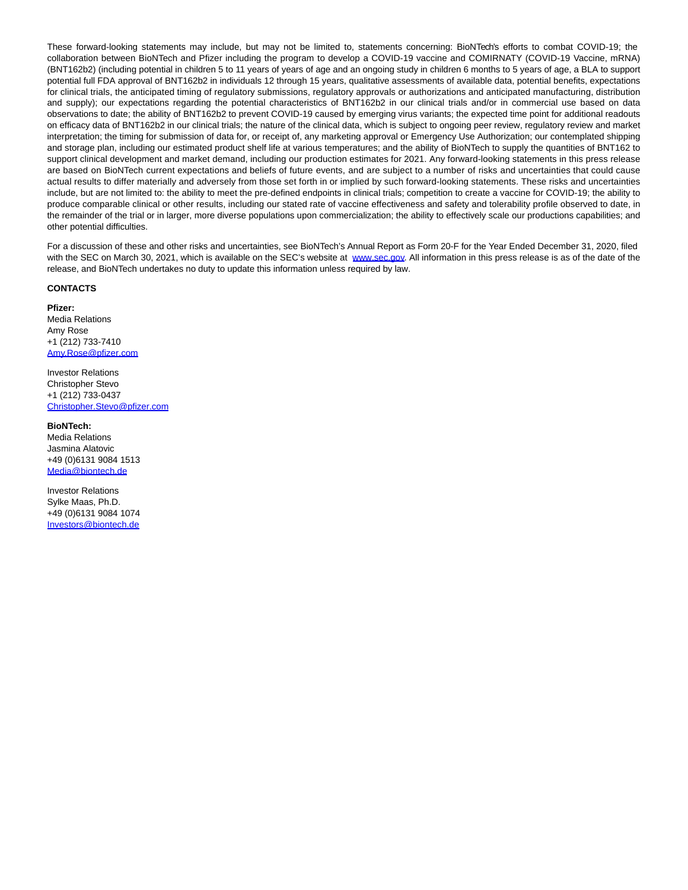These forward-looking statements may include, but may not be limited to, statements concerning: BioNTech's efforts to combat COVID-19; the collaboration between BioNTech and Pfizer including the program to develop a COVID-19 vaccine and COMIRNATY (COVID-19 Vaccine, mRNA) (BNT162b2) (including potential in children 5 to 11 years of years of age and an ongoing study in children 6 months to 5 years of age, a BLA to support potential full FDA approval of BNT162b2 in individuals 12 through 15 years, qualitative assessments of available data, potential benefits, expectations for clinical trials, the anticipated timing of regulatory submissions, regulatory approvals or authorizations and anticipated manufacturing, distribution and supply); our expectations regarding the potential characteristics of BNT162b2 in our clinical trials and/or in commercial use based on data observations to date; the ability of BNT162b2 to prevent COVID-19 caused by emerging virus variants; the expected time point for additional readouts on efficacy data of BNT162b2 in our clinical trials; the nature of the clinical data, which is subject to ongoing peer review, regulatory review and market interpretation; the timing for submission of data for, or receipt of, any marketing approval or Emergency Use Authorization; our contemplated shipping and storage plan, including our estimated product shelf life at various temperatures; and the ability of BioNTech to supply the quantities of BNT162 to support clinical development and market demand, including our production estimates for 2021. Any forward-looking statements in this press release are based on BioNTech current expectations and beliefs of future events, and are subject to a number of risks and uncertainties that could cause actual results to differ materially and adversely from those set forth in or implied by such forward-looking statements. These risks and uncertainties include, but are not limited to: the ability to meet the pre-defined endpoints in clinical trials; competition to create a vaccine for COVID-19; the ability to produce comparable clinical or other results, including our stated rate of vaccine effectiveness and safety and tolerability profile observed to date, in the remainder of the trial or in larger, more diverse populations upon commercialization; the ability to effectively scale our productions capabilities; and other potential difficulties.

For a discussion of these and other risks and uncertainties, see BioNTech's Annual Report as Form 20-F for the Year Ended December 31, 2020, filed with the SEC on March 30, 2021, which is available on the SEC's website at www.sec.gov. All information in this press release is as of the date of the release, and BioNTech undertakes no duty to update this information unless required by law.

**CONTACTS**

**Pfizer:**
Media Relations
Amy Rose
+1 (212) 733-7410
Amy.Rose@pfizer.com

Investor Relations
Christopher Stevo
+1 (212) 733-0437
Christopher.Stevo@pfizer.com

**BioNTech:**
Media Relations
Jasmina Alatovic
+49 (0)6131 9084 1513
Media@biontech.de

Investor Relations
Sylke Maas, Ph.D.
+49 (0)6131 9084 1074
Investors@biontech.de